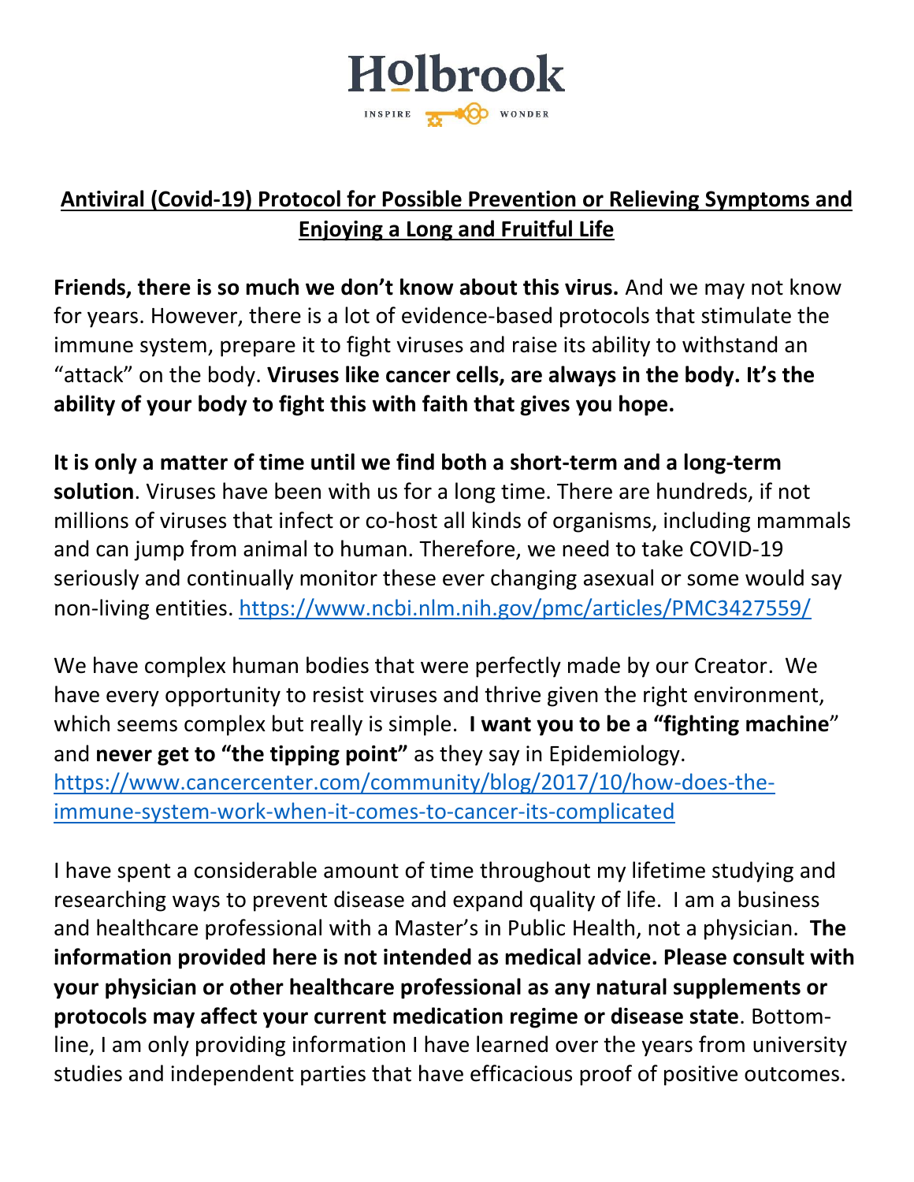# Holbrook

INSPIRE WONDER

## Antiviral (Covid-19) Protocol for Possible Prevention or Relieving Symptoms and Enjoying a Long and Fruitful Life

**Friends, there is so much we don't know about this virus.** And we may not know for years. However, there is a lot of evidence-based protocols that stimulate the immune system, prepare it to fight viruses and raise its ability to withstand an "attack" on the body. **Viruses like cancer cells, are always in the body. It's the ability of your body to fight this with faith that gives you hope.**

**It is only a matter of time until we find both a short-term and a long-term solution**. Viruses have been with us for a long time. There are hundreds, if not millions of viruses that infect or co-host all kinds of organisms, including mammals and can jump from animal to human. Therefore, we need to take COVID-19 seriously and continually monitor these ever changing asexual or some would say non-living entities. https://www.ncbi.nlm.nih.gov/pmc/articles/PMC3427559/

We have complex human bodies that were perfectly made by our Creator. We have every opportunity to resist viruses and thrive given the right environment, which seems complex but really is simple. **I want you to be a "fighting machine**" and **never get to "the tipping point"** as they say in Epidemiology. https://www.cancercenter.com/community/blog/2017/10/how-does-the-immune-system-work-when-it-comes-to-cancer-its-complicated

I have spent a considerable amount of time throughout my lifetime studying and researching ways to prevent disease and expand quality of life. I am a business and healthcare professional with a Master's in Public Health, not a physician. **The information provided here is not intended as medical advice. Please consult with your physician or other healthcare professional as any natural supplements or protocols may affect your current medication regime or disease state**. Bottom-line, I am only providing information I have learned over the years from university studies and independent parties that have efficacious proof of positive outcomes.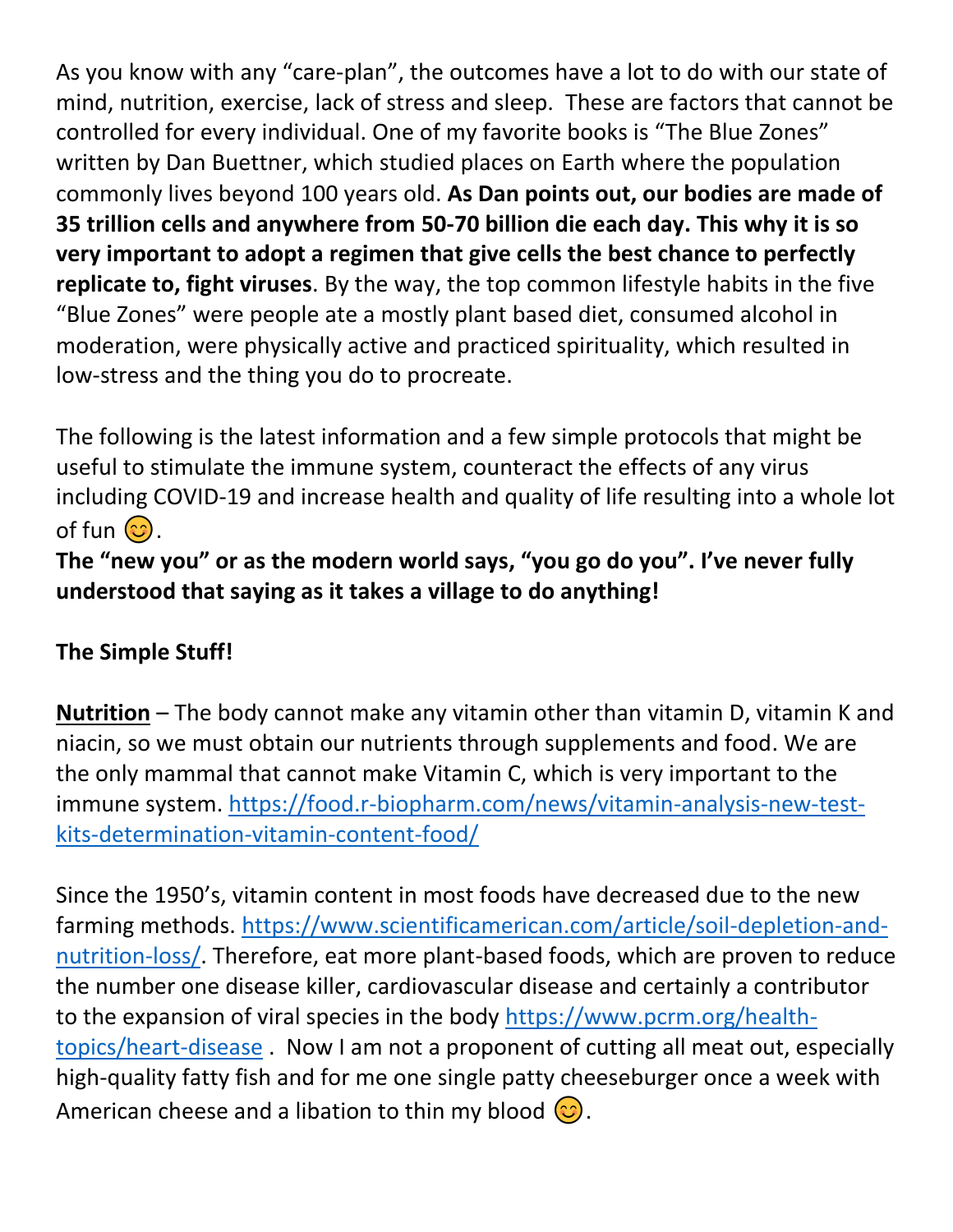As you know with any "care-plan", the outcomes have a lot to do with our state of mind, nutrition, exercise, lack of stress and sleep. These are factors that cannot be controlled for every individual. One of my favorite books is "The Blue Zones" written by Dan Buettner, which studied places on Earth where the population commonly lives beyond 100 years old. **As Dan points out, our bodies are made of 35 trillion cells and anywhere from 50-70 billion die each day. This why it is so very important to adopt a regimen that give cells the best chance to perfectly replicate to, fight viruses**. By the way, the top common lifestyle habits in the five "Blue Zones" were people ate a mostly plant based diet, consumed alcohol in moderation, were physically active and practiced spirituality, which resulted in low-stress and the thing you do to procreate.

The following is the latest information and a few simple protocols that might be useful to stimulate the immune system, counteract the effects of any virus including COVID-19 and increase health and quality of life resulting into a whole lot of fun 😊.

**The "new you" or as the modern world says, "you go do you". I've never fully understood that saying as it takes a village to do anything!**

**The Simple Stuff!**

**Nutrition** – The body cannot make any vitamin other than vitamin D, vitamin K and niacin, so we must obtain our nutrients through supplements and food. We are the only mammal that cannot make Vitamin C, which is very important to the immune system. https://food.r-biopharm.com/news/vitamin-analysis-new-test-kits-determination-vitamin-content-food/

Since the 1950's, vitamin content in most foods have decreased due to the new farming methods. https://www.scientificamerican.com/article/soil-depletion-and-nutrition-loss/. Therefore, eat more plant-based foods, which are proven to reduce the number one disease killer, cardiovascular disease and certainly a contributor to the expansion of viral species in the body https://www.pcrm.org/health-topics/heart-disease . Now I am not a proponent of cutting all meat out, especially high-quality fatty fish and for me one single patty cheeseburger once a week with American cheese and a libation to thin my blood 😊.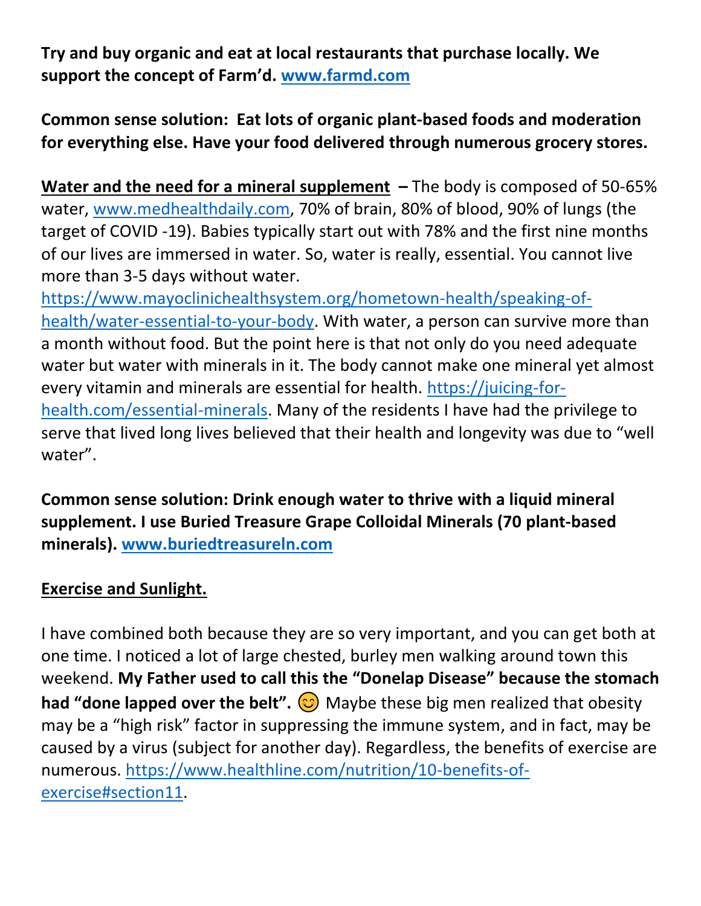**Try and buy organic and eat at local restaurants that purchase locally. We support the concept of Farm'd. [www.farmd.com](www.farmd.com)**

**Common sense solution: Eat lots of organic plant-based foods and moderation for everything else. Have your food delivered through numerous grocery stores.**

**<u>Water and the need for a mineral supplement</u> –** The body is composed of 50-65% water, [www.medhealthdaily.com](www.medhealthdaily.com), 70% of brain, 80% of blood, 90% of lungs (the target of COVID -19). Babies typically start out with 78% and the first nine months of our lives are immersed in water. So, water is really, essential. You cannot live more than 3-5 days without water. [https://www.mayoclinichealthsystem.org/hometown-health/speaking-of-health/water-essential-to-your-body](https://www.mayoclinichealthsystem.org/hometown-health/speaking-of-health/water-essential-to-your-body). With water, a person can survive more than a month without food. But the point here is that not only do you need adequate water but water with minerals in it. The body cannot make one mineral yet almost every vitamin and minerals are essential for health. [https://juicing-for-health.com/essential-minerals](https://juicing-for-health.com/essential-minerals). Many of the residents I have had the privilege to serve that lived long lives believed that their health and longevity was due to "well water".

**Common sense solution: Drink enough water to thrive with a liquid mineral supplement. I use Buried Treasure Grape Colloidal Minerals (70 plant-based minerals). [www.buriedtreasureln.com](www.buriedtreasureln.com)**

**<u>Exercise and Sunlight.</u>**

I have combined both because they are so very important, and you can get both at one time. I noticed a lot of large chested, burley men walking around town this weekend. **My Father used to call this the "Donelap Disease" because the stomach had "done lapped over the belt".** 😊 Maybe these big men realized that obesity may be a "high risk" factor in suppressing the immune system, and in fact, may be caused by a virus (subject for another day). Regardless, the benefits of exercise are numerous. [https://www.healthline.com/nutrition/10-benefits-of-exercise#section11](https://www.healthline.com/nutrition/10-benefits-of-exercise#section11).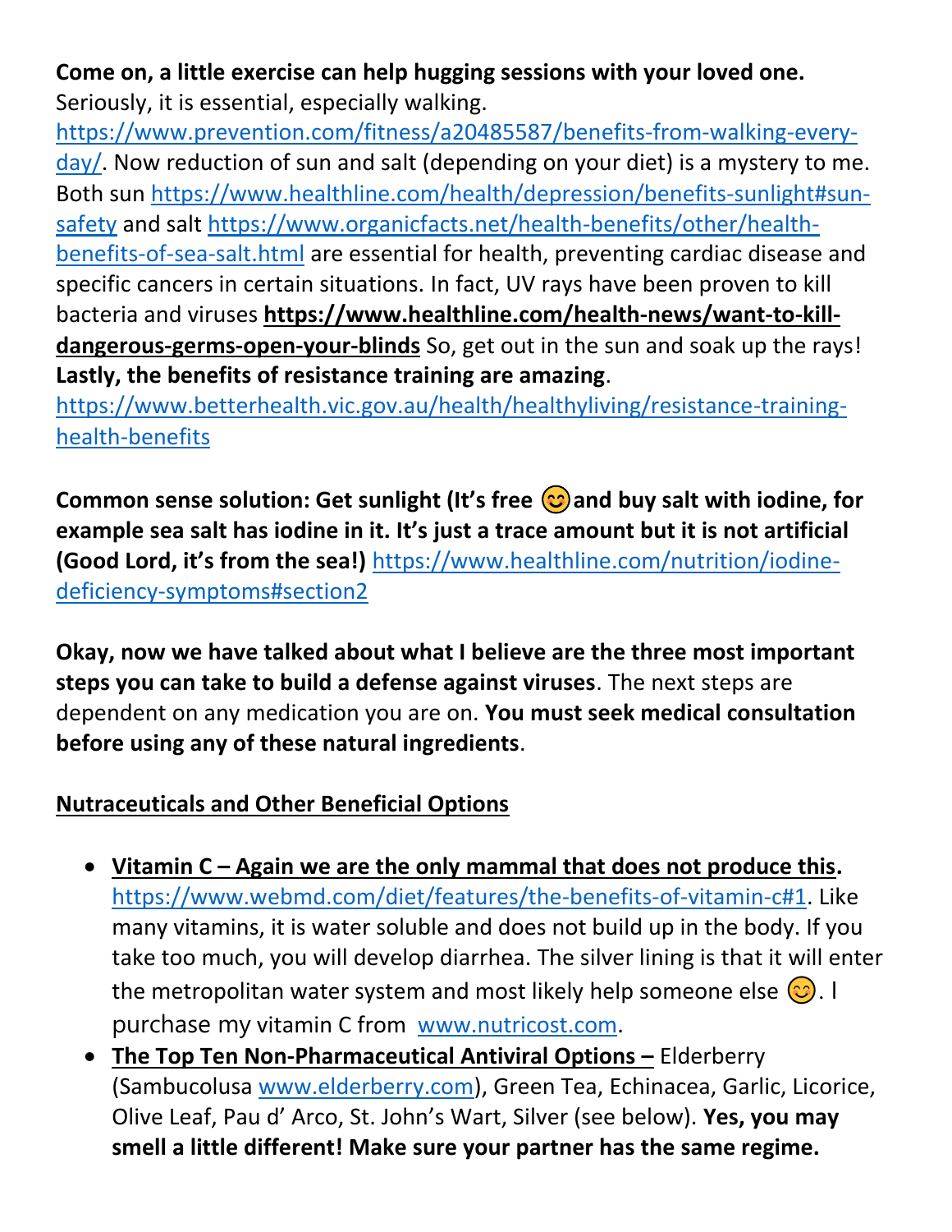**Come on, a little exercise can help hugging sessions with your loved one.** Seriously, it is essential, especially walking. https://www.prevention.com/fitness/a20485587/benefits-from-walking-every-day/. Now reduction of sun and salt (depending on your diet) is a mystery to me. Both sun https://www.healthline.com/health/depression/benefits-sunlight#sun-safety and salt https://www.organicfacts.net/health-benefits/other/health-benefits-of-sea-salt.html are essential for health, preventing cardiac disease and specific cancers in certain situations. In fact, UV rays have been proven to kill bacteria and viruses **https://www.healthline.com/health-news/want-to-kill-dangerous-germs-open-your-blinds** So, get out in the sun and soak up the rays! **Lastly, the benefits of resistance training are amazing**. https://www.betterhealth.vic.gov.au/health/healthyliving/resistance-training-health-benefits

**Common sense solution: Get sunlight (It's free 😊 and buy salt with iodine, for example sea salt has iodine in it. It's just a trace amount but it is not artificial (Good Lord, it's from the sea!)** https://www.healthline.com/nutrition/iodine-deficiency-symptoms#section2

**Okay, now we have talked about what I believe are the three most important steps you can take to build a defense against viruses**. The next steps are dependent on any medication you are on. **You must seek medical consultation before using any of these natural ingredients**.

**Nutraceuticals and Other Beneficial Options**

- **Vitamin C – Again we are the only mammal that does not produce this.** https://www.webmd.com/diet/features/the-benefits-of-vitamin-c#1. Like many vitamins, it is water soluble and does not build up in the body. If you take too much, you will develop diarrhea. The silver lining is that it will enter the metropolitan water system and most likely help someone else 😊. I purchase my vitamin C from www.nutricost.com.
- **The Top Ten Non-Pharmaceutical Antiviral Options –** Elderberry (Sambucolusa www.elderberry.com), Green Tea, Echinacea, Garlic, Licorice, Olive Leaf, Pau d' Arco, St. John's Wart, Silver (see below). **Yes, you may smell a little different! Make sure your partner has the same regime.**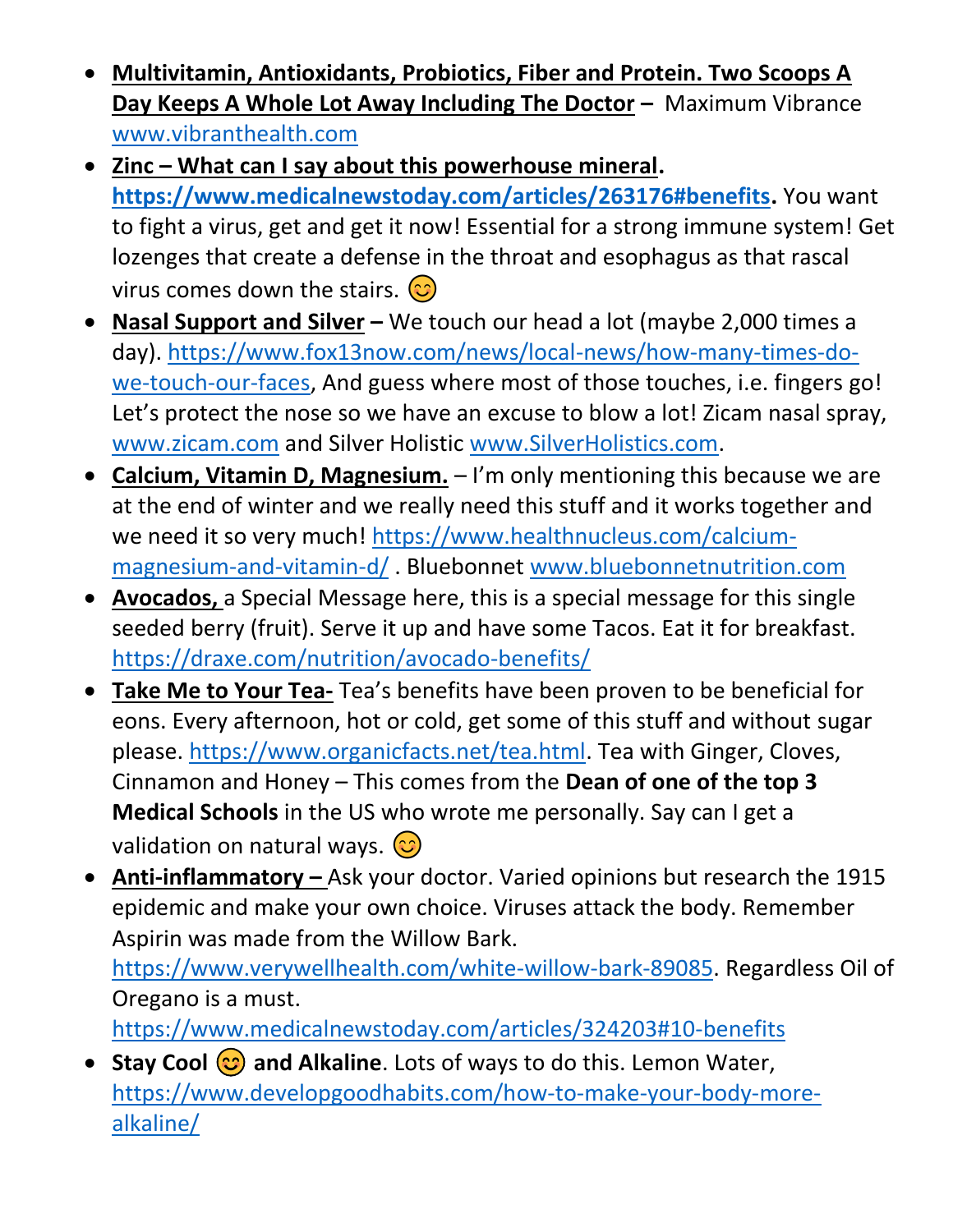- **Multivitamin, Antioxidants, Probiotics, Fiber and Protein. Two Scoops A Day Keeps A Whole Lot Away Including The Doctor** – Maximum Vibrance www.vibranthealth.com
- **Zinc – What can I say about this powerhouse mineral. https://www.medicalnewstoday.com/articles/263176#benefits.** You want to fight a virus, get and get it now! Essential for a strong immune system! Get lozenges that create a defense in the throat and esophagus as that rascal virus comes down the stairs. 😊
- **Nasal Support and Silver –** We touch our head a lot (maybe 2,000 times a day). https://www.fox13now.com/news/local-news/how-many-times-do-we-touch-our-faces, And guess where most of those touches, i.e. fingers go! Let's protect the nose so we have an excuse to blow a lot! Zicam nasal spray, www.zicam.com and Silver Holistic www.SilverHolistics.com.
- **Calcium, Vitamin D, Magnesium.** – I'm only mentioning this because we are at the end of winter and we really need this stuff and it works together and we need it so very much! https://www.healthnucleus.com/calcium-magnesium-and-vitamin-d/ . Bluebonnet www.bluebonnetnutrition.com
- **Avocados,** a Special Message here, this is a special message for this single seeded berry (fruit). Serve it up and have some Tacos. Eat it for breakfast. https://draxe.com/nutrition/avocado-benefits/
- **Take Me to Your Tea-** Tea's benefits have been proven to be beneficial for eons. Every afternoon, hot or cold, get some of this stuff and without sugar please. https://www.organicfacts.net/tea.html. Tea with Ginger, Cloves, Cinnamon and Honey – This comes from the **Dean of one of the top 3 Medical Schools** in the US who wrote me personally. Say can I get a validation on natural ways. 😊
- **Anti-inflammatory –** Ask your doctor. Varied opinions but research the 1915 epidemic and make your own choice. Viruses attack the body. Remember Aspirin was made from the Willow Bark. https://www.verywellhealth.com/white-willow-bark-89085. Regardless Oil of Oregano is a must. https://www.medicalnewstoday.com/articles/324203#10-benefits
- **Stay Cool** 😊 **and Alkaline**. Lots of ways to do this. Lemon Water, https://www.developgoodhabits.com/how-to-make-your-body-more-alkaline/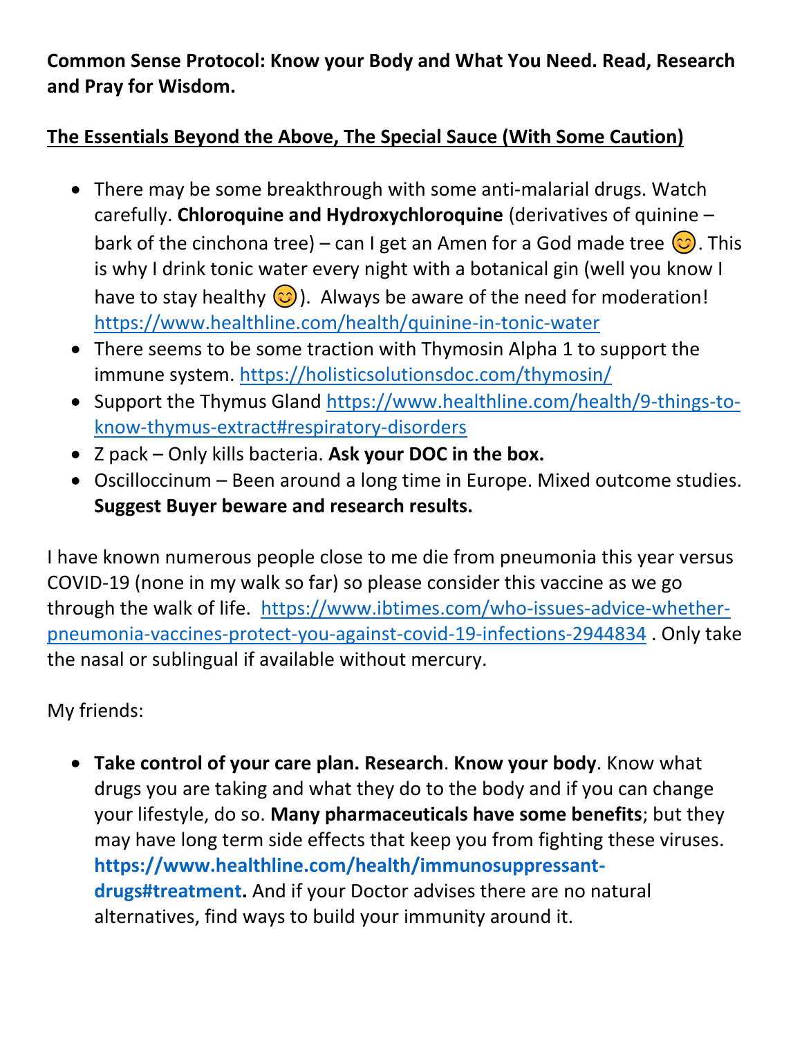**Common Sense Protocol: Know your Body and What You Need. Read, Research and Pray for Wisdom.**

**The Essentials Beyond the Above, The Special Sauce (With Some Caution)**

- There may be some breakthrough with some anti-malarial drugs. Watch carefully. **Chloroquine and Hydroxychloroquine** (derivatives of quinine – bark of the cinchona tree) – can I get an Amen for a God made tree 😊. This is why I drink tonic water every night with a botanical gin (well you know I have to stay healthy 😊). Always be aware of the need for moderation! https://www.healthline.com/health/quinine-in-tonic-water
- There seems to be some traction with Thymosin Alpha 1 to support the immune system. https://holisticsolutionsdoc.com/thymosin/
- Support the Thymus Gland https://www.healthline.com/health/9-things-to-know-thymus-extract#respiratory-disorders
- Z pack – Only kills bacteria. **Ask your DOC in the box.**
- Oscilloccinum – Been around a long time in Europe. Mixed outcome studies. **Suggest Buyer beware and research results.**

I have known numerous people close to me die from pneumonia this year versus COVID-19 (none in my walk so far) so please consider this vaccine as we go through the walk of life. https://www.ibtimes.com/who-issues-advice-whether-pneumonia-vaccines-protect-you-against-covid-19-infections-2944834 . Only take the nasal or sublingual if available without mercury.

My friends:

- **Take control of your care plan. Research**. **Know your body**. Know what drugs you are taking and what they do to the body and if you can change your lifestyle, do so. **Many pharmaceuticals have some benefits**; but they may have long term side effects that keep you from fighting these viruses. **https://www.healthline.com/health/immunosuppressant-drugs#treatment.** And if your Doctor advises there are no natural alternatives, find ways to build your immunity around it.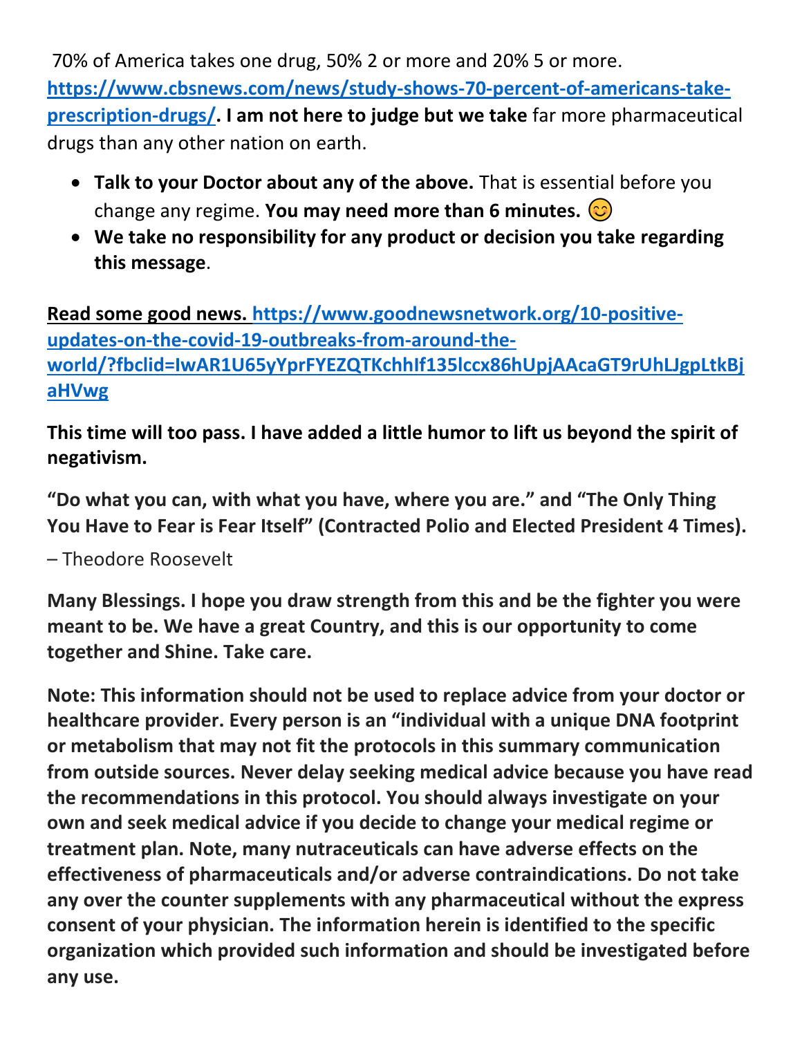70% of America takes one drug, 50% 2 or more and 20% 5 or more. [https://www.cbsnews.com/news/study-shows-70-percent-of-americans-take-prescription-drugs/](https://www.cbsnews.com/news/study-shows-70-percent-of-americans-take-prescription-drugs/)**. I am not here to judge but we take** far more pharmaceutical drugs than any other nation on earth.

- **Talk to your Doctor about any of the above.** That is essential before you change any regime. **You may need more than 6 minutes.** 😊
- **We take no responsibility for any product or decision you take regarding this message**.

**Read some good news.** [https://www.goodnewsnetwork.org/10-positive-updates-on-the-covid-19-outbreaks-from-around-the-world/?fbclid=IwAR1U65yYprFYEZQTKchhIf135lccx86hUpjAAcaGT9rUhLJgpLtkBjaHVwg](https://www.goodnewsnetwork.org/10-positive-updates-on-the-covid-19-outbreaks-from-around-the-world/?fbclid=IwAR1U65yYprFYEZQTKchhIf135lccx86hUpjAAcaGT9rUhLJgpLtkBjaHVwg)

**This time will too pass. I have added a little humor to lift us beyond the spirit of negativism.**

**"Do what you can, with what you have, where you are." and "The Only Thing You Have to Fear is Fear Itself" (Contracted Polio and Elected President 4 Times).**

– Theodore Roosevelt

**Many Blessings. I hope you draw strength from this and be the fighter you were meant to be. We have a great Country, and this is our opportunity to come together and Shine. Take care.**

**Note: This information should not be used to replace advice from your doctor or healthcare provider. Every person is an "individual with a unique DNA footprint or metabolism that may not fit the protocols in this summary communication from outside sources. Never delay seeking medical advice because you have read the recommendations in this protocol. You should always investigate on your own and seek medical advice if you decide to change your medical regime or treatment plan. Note, many nutraceuticals can have adverse effects on the effectiveness of pharmaceuticals and/or adverse contraindications. Do not take any over the counter supplements with any pharmaceutical without the express consent of your physician. The information herein is identified to the specific organization which provided such information and should be investigated before any use.**